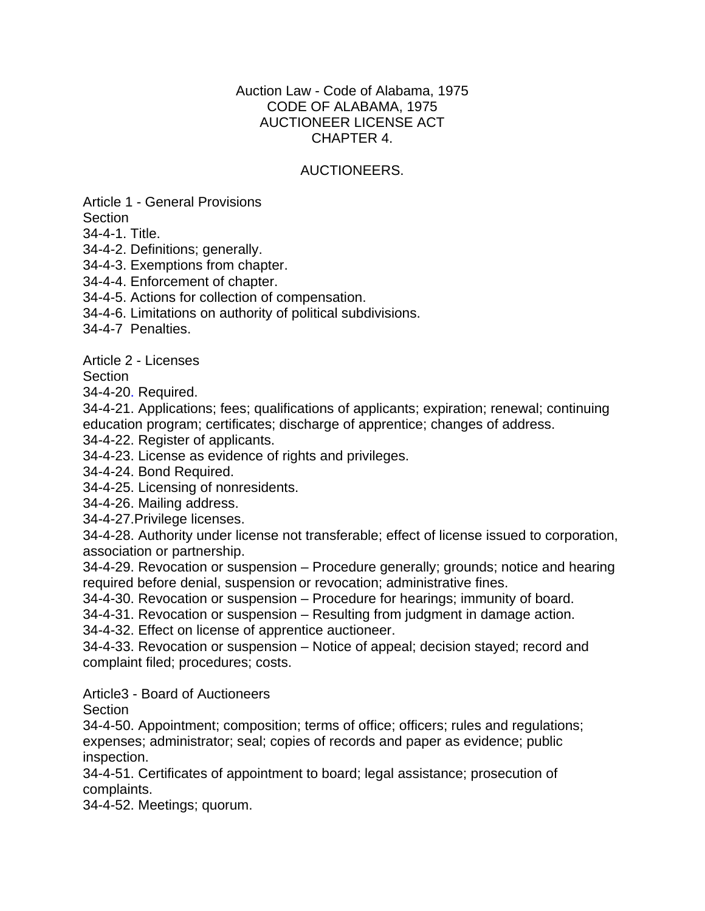# Auction Law - Code of Alabama, 1975
# CODE OF ALABAMA, 1975
# AUCTIONEER LICENSE ACT
# CHAPTER 4.

## AUCTIONEERS.

### Article 1 - General Provisions

Section

34-4-1. Title.

34-4-2. Definitions; generally.

34-4-3. Exemptions from chapter.

34-4-4. Enforcement of chapter.

34-4-5. Actions for collection of compensation.

34-4-6. Limitations on authority of political subdivisions.

34-4-7 Penalties.

### Article 2 - Licenses

Section

34-4-20. Required.

34-4-21. Applications; fees; qualifications of applicants; expiration; renewal; continuing education program; certificates; discharge of apprentice; changes of address.

34-4-22. Register of applicants.

34-4-23. License as evidence of rights and privileges.

34-4-24. Bond Required.

34-4-25. Licensing of nonresidents.

34-4-26. Mailing address.

34-4-27.Privilege licenses.

34-4-28. Authority under license not transferable; effect of license issued to corporation, association or partnership.

34-4-29. Revocation or suspension – Procedure generally; grounds; notice and hearing required before denial, suspension or revocation; administrative fines.

34-4-30. Revocation or suspension – Procedure for hearings; immunity of board.

34-4-31. Revocation or suspension – Resulting from judgment in damage action.

34-4-32. Effect on license of apprentice auctioneer.

34-4-33. Revocation or suspension – Notice of appeal; decision stayed; record and complaint filed; procedures; costs.

### Article3 - Board of Auctioneers

Section

34-4-50. Appointment; composition; terms of office; officers; rules and regulations; expenses; administrator; seal; copies of records and paper as evidence; public inspection.

34-4-51. Certificates of appointment to board; legal assistance; prosecution of complaints.

34-4-52. Meetings; quorum.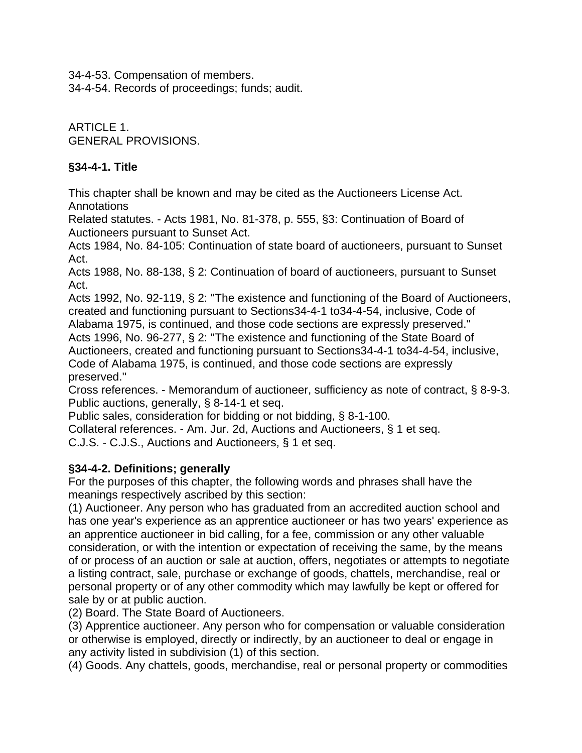34-4-53. Compensation of members.
34-4-54. Records of proceedings; funds; audit.

ARTICLE 1.
GENERAL PROVISIONS.

**§34-4-1. Title**

This chapter shall be known and may be cited as the Auctioneers License Act.
Annotations
Related statutes. - Acts 1981, No. 81-378, p. 555, §3: Continuation of Board of Auctioneers pursuant to Sunset Act.
Acts 1984, No. 84-105: Continuation of state board of auctioneers, pursuant to Sunset Act.
Acts 1988, No. 88-138, § 2: Continuation of board of auctioneers, pursuant to Sunset Act.
Acts 1992, No. 92-119, § 2: "The existence and functioning of the Board of Auctioneers, created and functioning pursuant to Sections34-4-1 to34-4-54, inclusive, Code of Alabama 1975, is continued, and those code sections are expressly preserved."
Acts 1996, No. 96-277, § 2: "The existence and functioning of the State Board of Auctioneers, created and functioning pursuant to Sections34-4-1 to34-4-54, inclusive, Code of Alabama 1975, is continued, and those code sections are expressly preserved."
Cross references. - Memorandum of auctioneer, sufficiency as note of contract, § 8-9-3.
Public auctions, generally, § 8-14-1 et seq.
Public sales, consideration for bidding or not bidding, § 8-1-100.
Collateral references. - Am. Jur. 2d, Auctions and Auctioneers, § 1 et seq.
C.J.S. - C.J.S., Auctions and Auctioneers, § 1 et seq.

**§34-4-2. Definitions; generally**

For the purposes of this chapter, the following words and phrases shall have the meanings respectively ascribed by this section:
(1) Auctioneer. Any person who has graduated from an accredited auction school and has one year's experience as an apprentice auctioneer or has two years' experience as an apprentice auctioneer in bid calling, for a fee, commission or any other valuable consideration, or with the intention or expectation of receiving the same, by the means of or process of an auction or sale at auction, offers, negotiates or attempts to negotiate a listing contract, sale, purchase or exchange of goods, chattels, merchandise, real or personal property or of any other commodity which may lawfully be kept or offered for sale by or at public auction.
(2) Board. The State Board of Auctioneers.
(3) Apprentice auctioneer. Any person who for compensation or valuable consideration or otherwise is employed, directly or indirectly, by an auctioneer to deal or engage in any activity listed in subdivision (1) of this section.
(4) Goods. Any chattels, goods, merchandise, real or personal property or commodities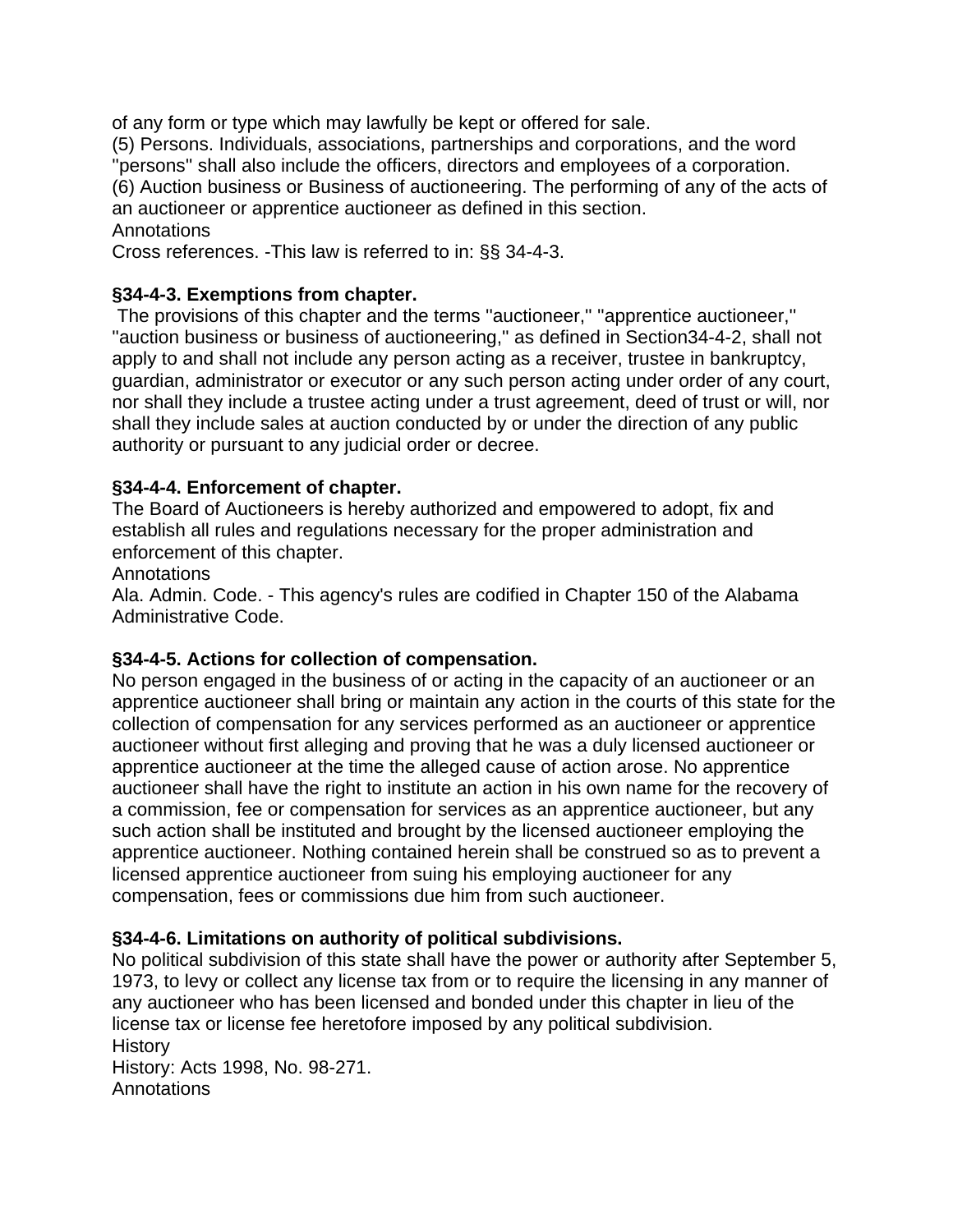of any form or type which may lawfully be kept or offered for sale.
(5) Persons. Individuals, associations, partnerships and corporations, and the word "persons" shall also include the officers, directors and employees of a corporation.
(6) Auction business or Business of auctioneering. The performing of any of the acts of an auctioneer or apprentice auctioneer as defined in this section.
Annotations
Cross references. -This law is referred to in: §§ 34-4-3.

**§34-4-3. Exemptions from chapter.**
The provisions of this chapter and the terms "auctioneer," "apprentice auctioneer," "auction business or business of auctioneering," as defined in Section34-4-2, shall not apply to and shall not include any person acting as a receiver, trustee in bankruptcy, guardian, administrator or executor or any such person acting under order of any court, nor shall they include a trustee acting under a trust agreement, deed of trust or will, nor shall they include sales at auction conducted by or under the direction of any public authority or pursuant to any judicial order or decree.

**§34-4-4. Enforcement of chapter.**
The Board of Auctioneers is hereby authorized and empowered to adopt, fix and establish all rules and regulations necessary for the proper administration and enforcement of this chapter.
Annotations
Ala. Admin. Code. - This agency's rules are codified in Chapter 150 of the Alabama Administrative Code.

**§34-4-5. Actions for collection of compensation.**
No person engaged in the business of or acting in the capacity of an auctioneer or an apprentice auctioneer shall bring or maintain any action in the courts of this state for the collection of compensation for any services performed as an auctioneer or apprentice auctioneer without first alleging and proving that he was a duly licensed auctioneer or apprentice auctioneer at the time the alleged cause of action arose. No apprentice auctioneer shall have the right to institute an action in his own name for the recovery of a commission, fee or compensation for services as an apprentice auctioneer, but any such action shall be instituted and brought by the licensed auctioneer employing the apprentice auctioneer. Nothing contained herein shall be construed so as to prevent a licensed apprentice auctioneer from suing his employing auctioneer for any compensation, fees or commissions due him from such auctioneer.

**§34-4-6. Limitations on authority of political subdivisions.**
No political subdivision of this state shall have the power or authority after September 5, 1973, to levy or collect any license tax from or to require the licensing in any manner of any auctioneer who has been licensed and bonded under this chapter in lieu of the license tax or license fee heretofore imposed by any political subdivision.
History
History: Acts 1998, No. 98-271.
Annotations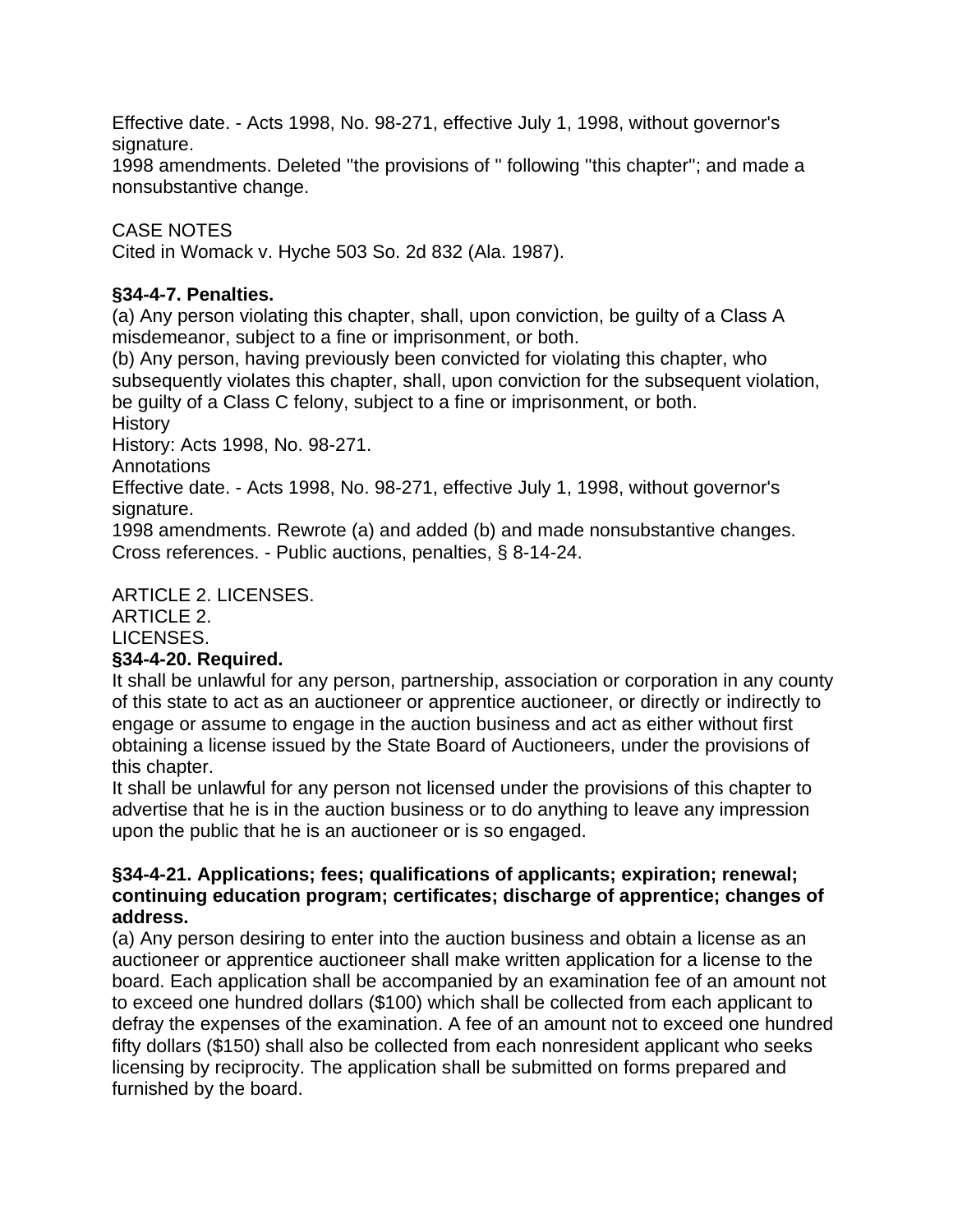Effective date. - Acts 1998, No. 98-271, effective July 1, 1998, without governor's signature.
1998 amendments. Deleted "the provisions of " following "this chapter"; and made a nonsubstantive change.

CASE NOTES
Cited in Womack v. Hyche 503 So. 2d 832 (Ala. 1987).

**§34-4-7. Penalties.**
(a) Any person violating this chapter, shall, upon conviction, be guilty of a Class A misdemeanor, subject to a fine or imprisonment, or both.
(b) Any person, having previously been convicted for violating this chapter, who subsequently violates this chapter, shall, upon conviction for the subsequent violation, be guilty of a Class C felony, subject to a fine or imprisonment, or both.
History
History: Acts 1998, No. 98-271.
Annotations
Effective date. - Acts 1998, No. 98-271, effective July 1, 1998, without governor's signature.
1998 amendments. Rewrote (a) and added (b) and made nonsubstantive changes.
Cross references. - Public auctions, penalties, § 8-14-24.

ARTICLE 2. LICENSES.
ARTICLE 2.
LICENSES.
**§34-4-20. Required.**
It shall be unlawful for any person, partnership, association or corporation in any county of this state to act as an auctioneer or apprentice auctioneer, or directly or indirectly to engage or assume to engage in the auction business and act as either without first obtaining a license issued by the State Board of Auctioneers, under the provisions of this chapter.
It shall be unlawful for any person not licensed under the provisions of this chapter to advertise that he is in the auction business or to do anything to leave any impression upon the public that he is an auctioneer or is so engaged.

**§34-4-21. Applications; fees; qualifications of applicants; expiration; renewal; continuing education program; certificates; discharge of apprentice; changes of address.**
(a) Any person desiring to enter into the auction business and obtain a license as an auctioneer or apprentice auctioneer shall make written application for a license to the board. Each application shall be accompanied by an examination fee of an amount not to exceed one hundred dollars ($100) which shall be collected from each applicant to defray the expenses of the examination. A fee of an amount not to exceed one hundred fifty dollars ($150) shall also be collected from each nonresident applicant who seeks licensing by reciprocity. The application shall be submitted on forms prepared and furnished by the board.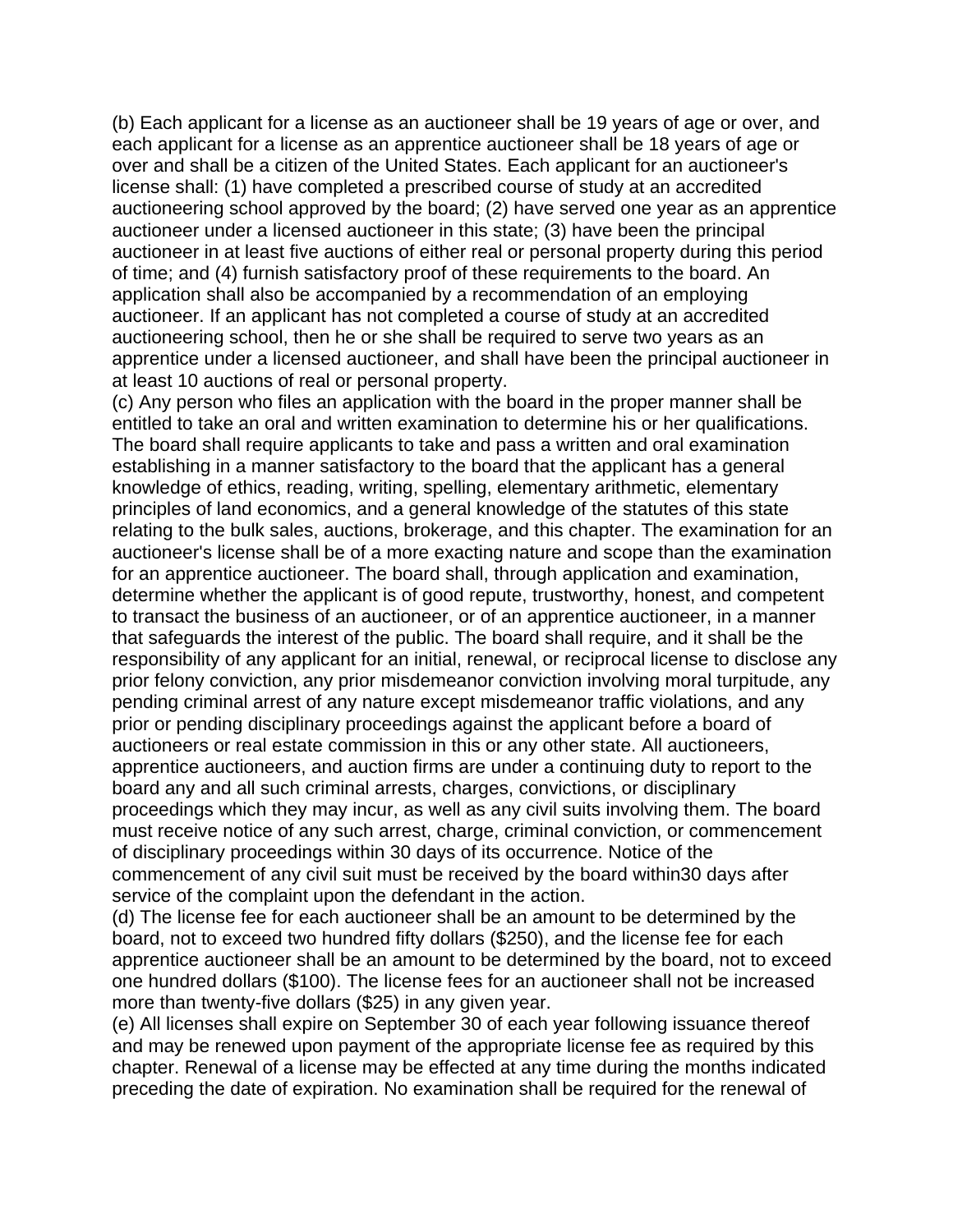(b) Each applicant for a license as an auctioneer shall be 19 years of age or over, and each applicant for a license as an apprentice auctioneer shall be 18 years of age or over and shall be a citizen of the United States. Each applicant for an auctioneer's license shall: (1) have completed a prescribed course of study at an accredited auctioneering school approved by the board; (2) have served one year as an apprentice auctioneer under a licensed auctioneer in this state; (3) have been the principal auctioneer in at least five auctions of either real or personal property during this period of time; and (4) furnish satisfactory proof of these requirements to the board. An application shall also be accompanied by a recommendation of an employing auctioneer. If an applicant has not completed a course of study at an accredited auctioneering school, then he or she shall be required to serve two years as an apprentice under a licensed auctioneer, and shall have been the principal auctioneer in at least 10 auctions of real or personal property.

(c) Any person who files an application with the board in the proper manner shall be entitled to take an oral and written examination to determine his or her qualifications. The board shall require applicants to take and pass a written and oral examination establishing in a manner satisfactory to the board that the applicant has a general knowledge of ethics, reading, writing, spelling, elementary arithmetic, elementary principles of land economics, and a general knowledge of the statutes of this state relating to the bulk sales, auctions, brokerage, and this chapter. The examination for an auctioneer's license shall be of a more exacting nature and scope than the examination for an apprentice auctioneer. The board shall, through application and examination, determine whether the applicant is of good repute, trustworthy, honest, and competent to transact the business of an auctioneer, or of an apprentice auctioneer, in a manner that safeguards the interest of the public. The board shall require, and it shall be the responsibility of any applicant for an initial, renewal, or reciprocal license to disclose any prior felony conviction, any prior misdemeanor conviction involving moral turpitude, any pending criminal arrest of any nature except misdemeanor traffic violations, and any prior or pending disciplinary proceedings against the applicant before a board of auctioneers or real estate commission in this or any other state. All auctioneers, apprentice auctioneers, and auction firms are under a continuing duty to report to the board any and all such criminal arrests, charges, convictions, or disciplinary proceedings which they may incur, as well as any civil suits involving them. The board must receive notice of any such arrest, charge, criminal conviction, or commencement of disciplinary proceedings within 30 days of its occurrence. Notice of the commencement of any civil suit must be received by the board within30 days after service of the complaint upon the defendant in the action.

(d) The license fee for each auctioneer shall be an amount to be determined by the board, not to exceed two hundred fifty dollars ($250), and the license fee for each apprentice auctioneer shall be an amount to be determined by the board, not to exceed one hundred dollars ($100). The license fees for an auctioneer shall not be increased more than twenty-five dollars ($25) in any given year.

(e) All licenses shall expire on September 30 of each year following issuance thereof and may be renewed upon payment of the appropriate license fee as required by this chapter. Renewal of a license may be effected at any time during the months indicated preceding the date of expiration. No examination shall be required for the renewal of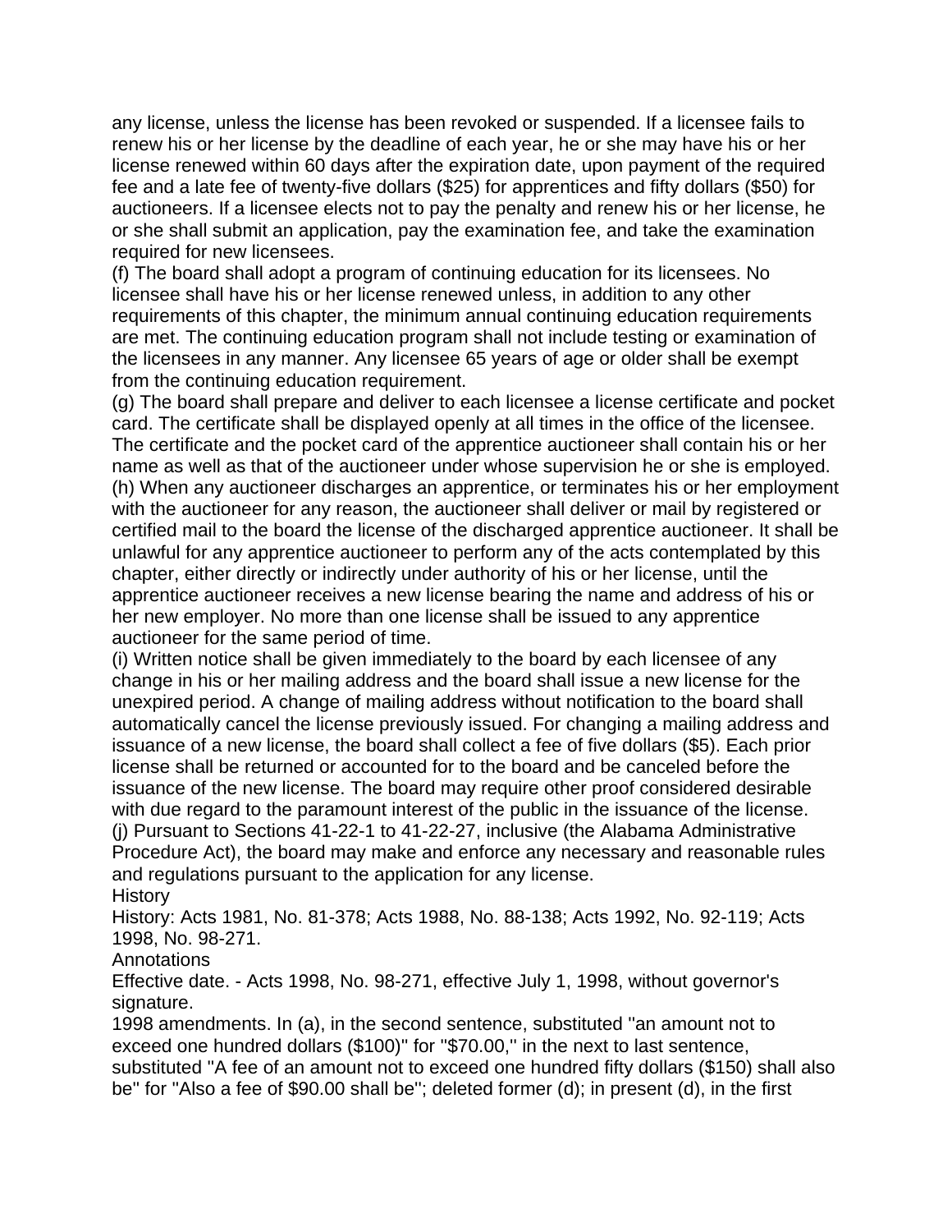any license, unless the license has been revoked or suspended. If a licensee fails to renew his or her license by the deadline of each year, he or she may have his or her license renewed within 60 days after the expiration date, upon payment of the required fee and a late fee of twenty-five dollars ($25) for apprentices and fifty dollars ($50) for auctioneers. If a licensee elects not to pay the penalty and renew his or her license, he or she shall submit an application, pay the examination fee, and take the examination required for new licensees.

(f) The board shall adopt a program of continuing education for its licensees. No licensee shall have his or her license renewed unless, in addition to any other requirements of this chapter, the minimum annual continuing education requirements are met. The continuing education program shall not include testing or examination of the licensees in any manner. Any licensee 65 years of age or older shall be exempt from the continuing education requirement.

(g) The board shall prepare and deliver to each licensee a license certificate and pocket card. The certificate shall be displayed openly at all times in the office of the licensee. The certificate and the pocket card of the apprentice auctioneer shall contain his or her name as well as that of the auctioneer under whose supervision he or she is employed.

(h) When any auctioneer discharges an apprentice, or terminates his or her employment with the auctioneer for any reason, the auctioneer shall deliver or mail by registered or certified mail to the board the license of the discharged apprentice auctioneer. It shall be unlawful for any apprentice auctioneer to perform any of the acts contemplated by this chapter, either directly or indirectly under authority of his or her license, until the apprentice auctioneer receives a new license bearing the name and address of his or her new employer. No more than one license shall be issued to any apprentice auctioneer for the same period of time.

(i) Written notice shall be given immediately to the board by each licensee of any change in his or her mailing address and the board shall issue a new license for the unexpired period. A change of mailing address without notification to the board shall automatically cancel the license previously issued. For changing a mailing address and issuance of a new license, the board shall collect a fee of five dollars ($5). Each prior license shall be returned or accounted for to the board and be canceled before the issuance of the new license. The board may require other proof considered desirable with due regard to the paramount interest of the public in the issuance of the license.

(j) Pursuant to Sections 41-22-1 to 41-22-27, inclusive (the Alabama Administrative Procedure Act), the board may make and enforce any necessary and reasonable rules and regulations pursuant to the application for any license.

History

History: Acts 1981, No. 81-378; Acts 1988, No. 88-138; Acts 1992, No. 92-119; Acts 1998, No. 98-271.

Annotations

Effective date. - Acts 1998, No. 98-271, effective July 1, 1998, without governor's signature.

1998 amendments. In (a), in the second sentence, substituted "an amount not to exceed one hundred dollars ($100)" for "$70.00," in the next to last sentence, substituted "A fee of an amount not to exceed one hundred fifty dollars ($150) shall also be" for "Also a fee of $90.00 shall be"; deleted former (d); in present (d), in the first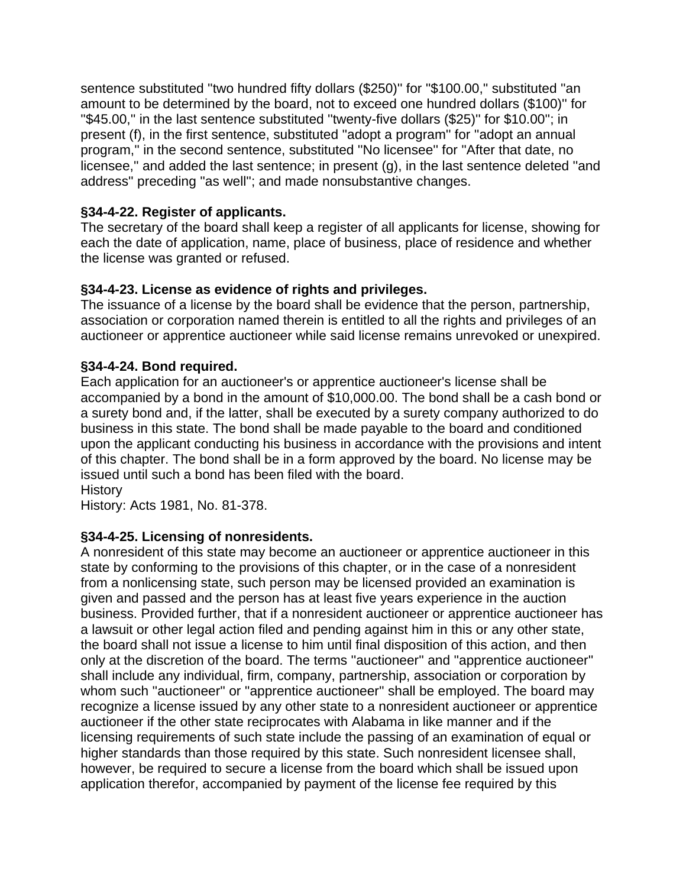sentence substituted "two hundred fifty dollars ($250)" for "$100.00," substituted "an amount to be determined by the board, not to exceed one hundred dollars ($100)" for "$45.00," in the last sentence substituted "twenty-five dollars ($25)" for $10.00"; in present (f), in the first sentence, substituted "adopt a program" for "adopt an annual program," in the second sentence, substituted "No licensee" for "After that date, no licensee," and added the last sentence; in present (g), in the last sentence deleted "and address" preceding "as well"; and made nonsubstantive changes.

**§34-4-22. Register of applicants.**
The secretary of the board shall keep a register of all applicants for license, showing for each the date of application, name, place of business, place of residence and whether the license was granted or refused.

**§34-4-23. License as evidence of rights and privileges.**
The issuance of a license by the board shall be evidence that the person, partnership, association or corporation named therein is entitled to all the rights and privileges of an auctioneer or apprentice auctioneer while said license remains unrevoked or unexpired.

**§34-4-24. Bond required.**
Each application for an auctioneer's or apprentice auctioneer's license shall be accompanied by a bond in the amount of $10,000.00. The bond shall be a cash bond or a surety bond and, if the latter, shall be executed by a surety company authorized to do business in this state. The bond shall be made payable to the board and conditioned upon the applicant conducting his business in accordance with the provisions and intent of this chapter. The bond shall be in a form approved by the board. No license may be issued until such a bond has been filed with the board.
History
History: Acts 1981, No. 81-378.

**§34-4-25. Licensing of nonresidents.**
A nonresident of this state may become an auctioneer or apprentice auctioneer in this state by conforming to the provisions of this chapter, or in the case of a nonresident from a nonlicensing state, such person may be licensed provided an examination is given and passed and the person has at least five years experience in the auction business. Provided further, that if a nonresident auctioneer or apprentice auctioneer has a lawsuit or other legal action filed and pending against him in this or any other state, the board shall not issue a license to him until final disposition of this action, and then only at the discretion of the board. The terms "auctioneer" and "apprentice auctioneer" shall include any individual, firm, company, partnership, association or corporation by whom such "auctioneer" or "apprentice auctioneer" shall be employed. The board may recognize a license issued by any other state to a nonresident auctioneer or apprentice auctioneer if the other state reciprocates with Alabama in like manner and if the licensing requirements of such state include the passing of an examination of equal or higher standards than those required by this state. Such nonresident licensee shall, however, be required to secure a license from the board which shall be issued upon application therefor, accompanied by payment of the license fee required by this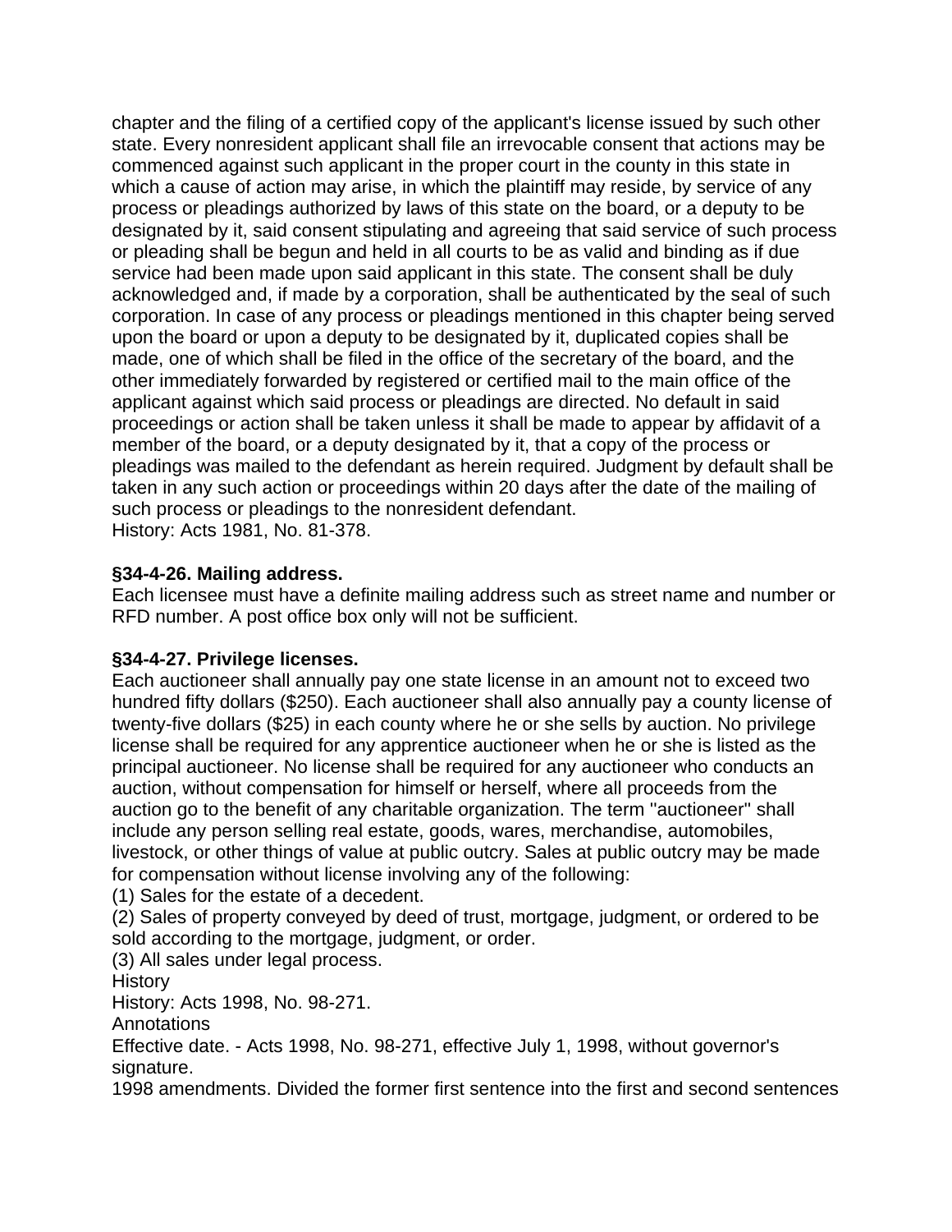chapter and the filing of a certified copy of the applicant's license issued by such other state. Every nonresident applicant shall file an irrevocable consent that actions may be commenced against such applicant in the proper court in the county in this state in which a cause of action may arise, in which the plaintiff may reside, by service of any process or pleadings authorized by laws of this state on the board, or a deputy to be designated by it, said consent stipulating and agreeing that said service of such process or pleading shall be begun and held in all courts to be as valid and binding as if due service had been made upon said applicant in this state. The consent shall be duly acknowledged and, if made by a corporation, shall be authenticated by the seal of such corporation. In case of any process or pleadings mentioned in this chapter being served upon the board or upon a deputy to be designated by it, duplicated copies shall be made, one of which shall be filed in the office of the secretary of the board, and the other immediately forwarded by registered or certified mail to the main office of the applicant against which said process or pleadings are directed. No default in said proceedings or action shall be taken unless it shall be made to appear by affidavit of a member of the board, or a deputy designated by it, that a copy of the process or pleadings was mailed to the defendant as herein required. Judgment by default shall be taken in any such action or proceedings within 20 days after the date of the mailing of such process or pleadings to the nonresident defendant.
History: Acts 1981, No. 81-378.

**§34-4-26. Mailing address.**
Each licensee must have a definite mailing address such as street name and number or RFD number. A post office box only will not be sufficient.

**§34-4-27. Privilege licenses.**
Each auctioneer shall annually pay one state license in an amount not to exceed two hundred fifty dollars ($250). Each auctioneer shall also annually pay a county license of twenty-five dollars ($25) in each county where he or she sells by auction. No privilege license shall be required for any apprentice auctioneer when he or she is listed as the principal auctioneer. No license shall be required for any auctioneer who conducts an auction, without compensation for himself or herself, where all proceeds from the auction go to the benefit of any charitable organization. The term "auctioneer" shall include any person selling real estate, goods, wares, merchandise, automobiles, livestock, or other things of value at public outcry. Sales at public outcry may be made for compensation without license involving any of the following:
(1) Sales for the estate of a decedent.
(2) Sales of property conveyed by deed of trust, mortgage, judgment, or ordered to be sold according to the mortgage, judgment, or order.
(3) All sales under legal process.
History
History: Acts 1998, No. 98-271.
Annotations
Effective date. - Acts 1998, No. 98-271, effective July 1, 1998, without governor's signature.
1998 amendments. Divided the former first sentence into the first and second sentences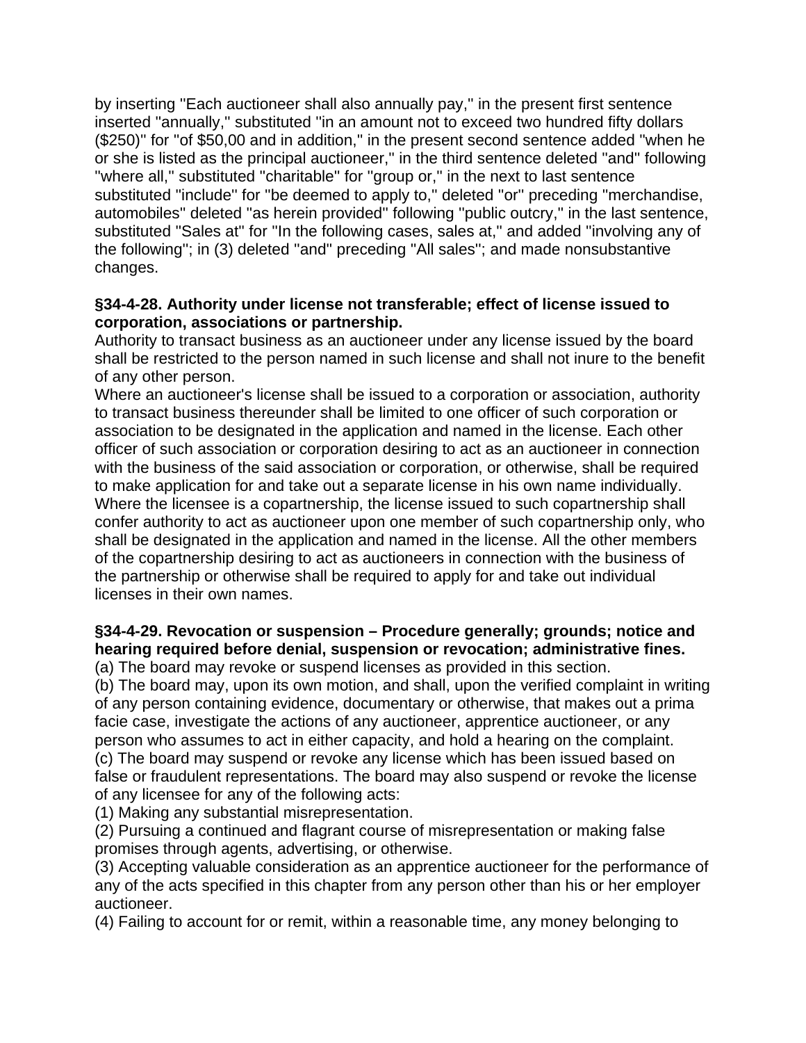by inserting "Each auctioneer shall also annually pay," in the present first sentence inserted "annually," substituted "in an amount not to exceed two hundred fifty dollars ($250)" for "of $50,00 and in addition," in the present second sentence added "when he or she is listed as the principal auctioneer," in the third sentence deleted "and" following "where all," substituted "charitable" for "group or," in the next to last sentence substituted "include" for "be deemed to apply to," deleted "or" preceding "merchandise, automobiles" deleted "as herein provided" following "public outcry," in the last sentence, substituted "Sales at" for "In the following cases, sales at," and added "involving any of the following"; in (3) deleted "and" preceding "All sales"; and made nonsubstantive changes.

**§34-4-28. Authority under license not transferable; effect of license issued to corporation, associations or partnership.**

Authority to transact business as an auctioneer under any license issued by the board shall be restricted to the person named in such license and shall not inure to the benefit of any other person.

Where an auctioneer's license shall be issued to a corporation or association, authority to transact business thereunder shall be limited to one officer of such corporation or association to be designated in the application and named in the license. Each other officer of such association or corporation desiring to act as an auctioneer in connection with the business of the said association or corporation, or otherwise, shall be required to make application for and take out a separate license in his own name individually.

Where the licensee is a copartnership, the license issued to such copartnership shall confer authority to act as auctioneer upon one member of such copartnership only, who shall be designated in the application and named in the license. All the other members of the copartnership desiring to act as auctioneers in connection with the business of the partnership or otherwise shall be required to apply for and take out individual licenses in their own names.

**§34-4-29. Revocation or suspension – Procedure generally; grounds; notice and hearing required before denial, suspension or revocation; administrative fines.**

(a) The board may revoke or suspend licenses as provided in this section.

(b) The board may, upon its own motion, and shall, upon the verified complaint in writing of any person containing evidence, documentary or otherwise, that makes out a prima facie case, investigate the actions of any auctioneer, apprentice auctioneer, or any person who assumes to act in either capacity, and hold a hearing on the complaint.

(c) The board may suspend or revoke any license which has been issued based on false or fraudulent representations. The board may also suspend or revoke the license of any licensee for any of the following acts:

(1) Making any substantial misrepresentation.

(2) Pursuing a continued and flagrant course of misrepresentation or making false promises through agents, advertising, or otherwise.

(3) Accepting valuable consideration as an apprentice auctioneer for the performance of any of the acts specified in this chapter from any person other than his or her employer auctioneer.

(4) Failing to account for or remit, within a reasonable time, any money belonging to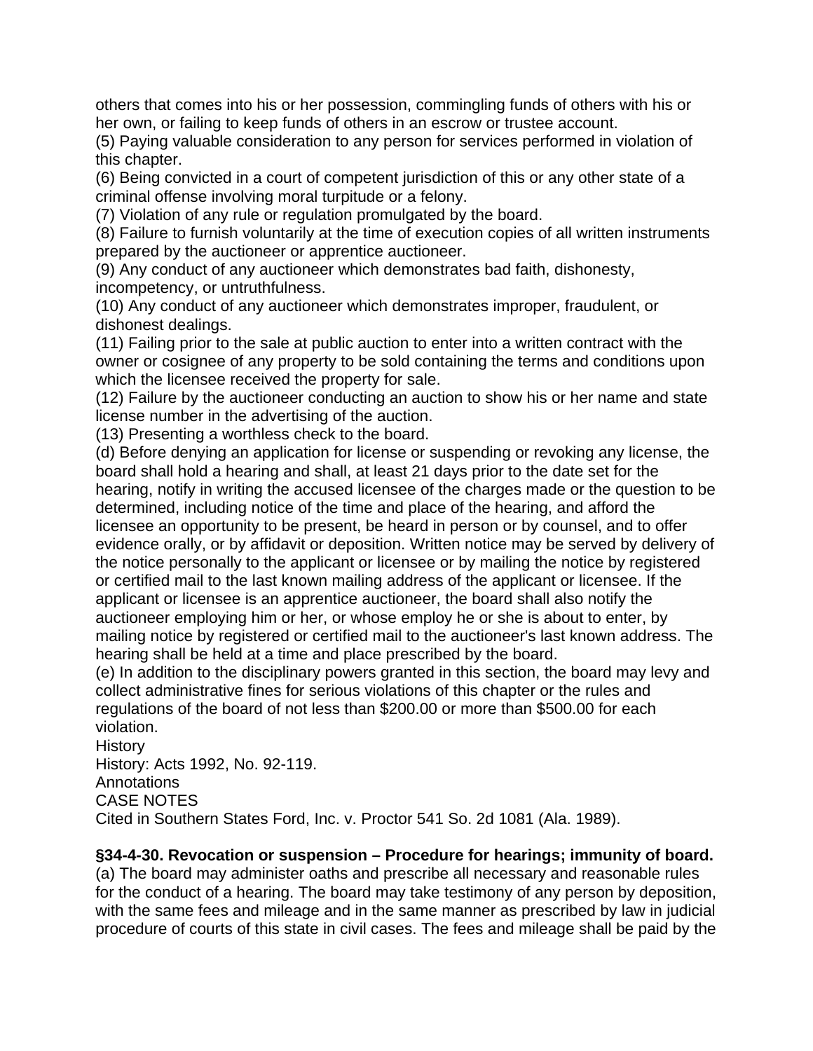others that comes into his or her possession, commingling funds of others with his or her own, or failing to keep funds of others in an escrow or trustee account.
(5) Paying valuable consideration to any person for services performed in violation of this chapter.
(6) Being convicted in a court of competent jurisdiction of this or any other state of a criminal offense involving moral turpitude or a felony.
(7) Violation of any rule or regulation promulgated by the board.
(8) Failure to furnish voluntarily at the time of execution copies of all written instruments prepared by the auctioneer or apprentice auctioneer.
(9) Any conduct of any auctioneer which demonstrates bad faith, dishonesty, incompetency, or untruthfulness.
(10) Any conduct of any auctioneer which demonstrates improper, fraudulent, or dishonest dealings.
(11) Failing prior to the sale at public auction to enter into a written contract with the owner or cosignee of any property to be sold containing the terms and conditions upon which the licensee received the property for sale.
(12) Failure by the auctioneer conducting an auction to show his or her name and state license number in the advertising of the auction.
(13) Presenting a worthless check to the board.
(d) Before denying an application for license or suspending or revoking any license, the board shall hold a hearing and shall, at least 21 days prior to the date set for the hearing, notify in writing the accused licensee of the charges made or the question to be determined, including notice of the time and place of the hearing, and afford the licensee an opportunity to be present, be heard in person or by counsel, and to offer evidence orally, or by affidavit or deposition. Written notice may be served by delivery of the notice personally to the applicant or licensee or by mailing the notice by registered or certified mail to the last known mailing address of the applicant or licensee. If the applicant or licensee is an apprentice auctioneer, the board shall also notify the auctioneer employing him or her, or whose employ he or she is about to enter, by mailing notice by registered or certified mail to the auctioneer's last known address. The hearing shall be held at a time and place prescribed by the board.
(e) In addition to the disciplinary powers granted in this section, the board may levy and collect administrative fines for serious violations of this chapter or the rules and regulations of the board of not less than $200.00 or more than $500.00 for each violation.
History
History: Acts 1992, No. 92-119.
Annotations
CASE NOTES
Cited in Southern States Ford, Inc. v. Proctor 541 So. 2d 1081 (Ala. 1989).

**§34-4-30. Revocation or suspension – Procedure for hearings; immunity of board.**
(a) The board may administer oaths and prescribe all necessary and reasonable rules for the conduct of a hearing. The board may take testimony of any person by deposition, with the same fees and mileage and in the same manner as prescribed by law in judicial procedure of courts of this state in civil cases. The fees and mileage shall be paid by the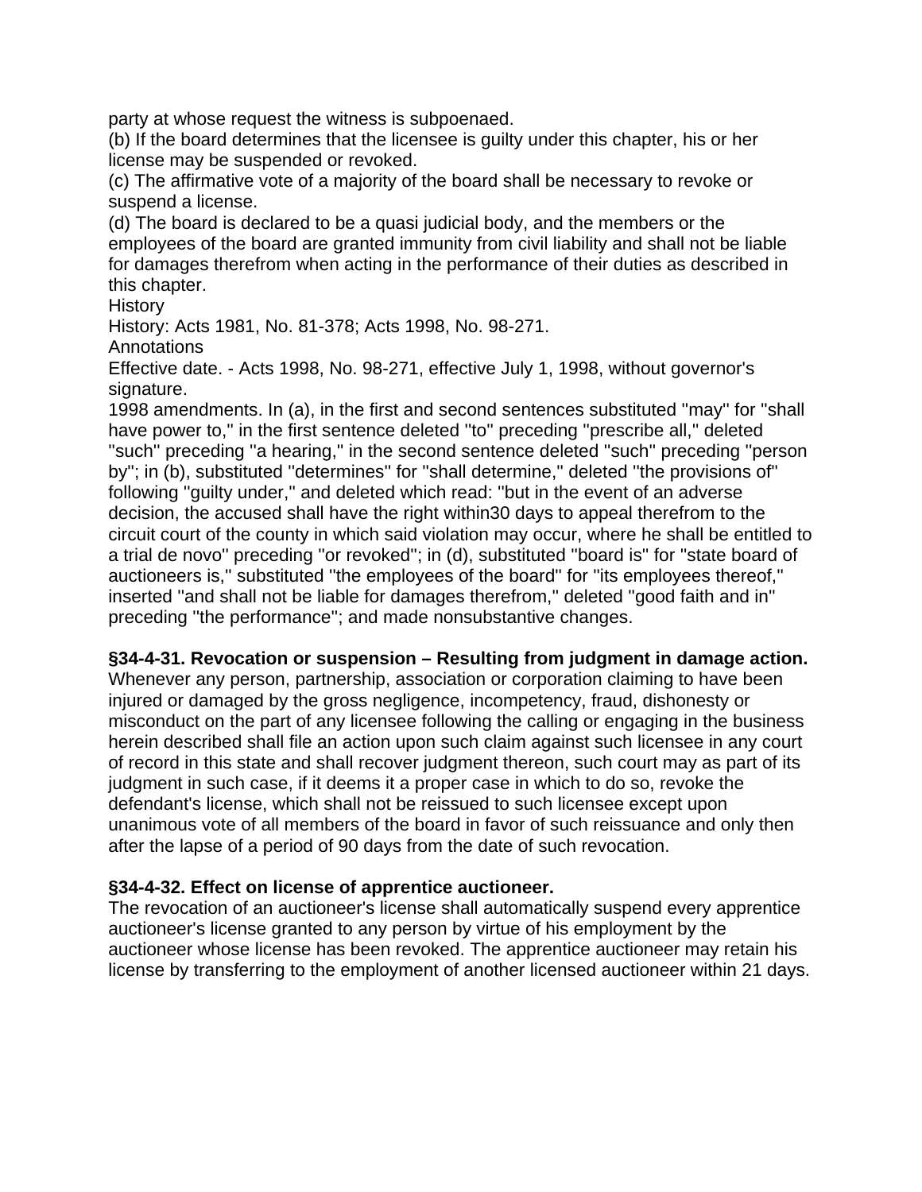party at whose request the witness is subpoenaed.

(b) If the board determines that the licensee is guilty under this chapter, his or her license may be suspended or revoked.

(c) The affirmative vote of a majority of the board shall be necessary to revoke or suspend a license.

(d) The board is declared to be a quasi judicial body, and the members or the employees of the board are granted immunity from civil liability and shall not be liable for damages therefrom when acting in the performance of their duties as described in this chapter.

History

History: Acts 1981, No. 81-378; Acts 1998, No. 98-271.

Annotations

Effective date. - Acts 1998, No. 98-271, effective July 1, 1998, without governor's signature.

1998 amendments. In (a), in the first and second sentences substituted "may" for "shall have power to," in the first sentence deleted "to" preceding "prescribe all," deleted "such" preceding "a hearing," in the second sentence deleted "such" preceding "person by"; in (b), substituted "determines" for "shall determine," deleted "the provisions of" following "guilty under," and deleted which read: "but in the event of an adverse decision, the accused shall have the right within30 days to appeal therefrom to the circuit court of the county in which said violation may occur, where he shall be entitled to a trial de novo" preceding "or revoked"; in (d), substituted "board is" for "state board of auctioneers is," substituted "the employees of the board" for "its employees thereof," inserted "and shall not be liable for damages therefrom," deleted "good faith and in" preceding "the performance"; and made nonsubstantive changes.

**§34-4-31. Revocation or suspension – Resulting from judgment in damage action.**

Whenever any person, partnership, association or corporation claiming to have been injured or damaged by the gross negligence, incompetency, fraud, dishonesty or misconduct on the part of any licensee following the calling or engaging in the business herein described shall file an action upon such claim against such licensee in any court of record in this state and shall recover judgment thereon, such court may as part of its judgment in such case, if it deems it a proper case in which to do so, revoke the defendant's license, which shall not be reissued to such licensee except upon unanimous vote of all members of the board in favor of such reissuance and only then after the lapse of a period of 90 days from the date of such revocation.

**§34-4-32. Effect on license of apprentice auctioneer.**

The revocation of an auctioneer's license shall automatically suspend every apprentice auctioneer's license granted to any person by virtue of his employment by the auctioneer whose license has been revoked. The apprentice auctioneer may retain his license by transferring to the employment of another licensed auctioneer within 21 days.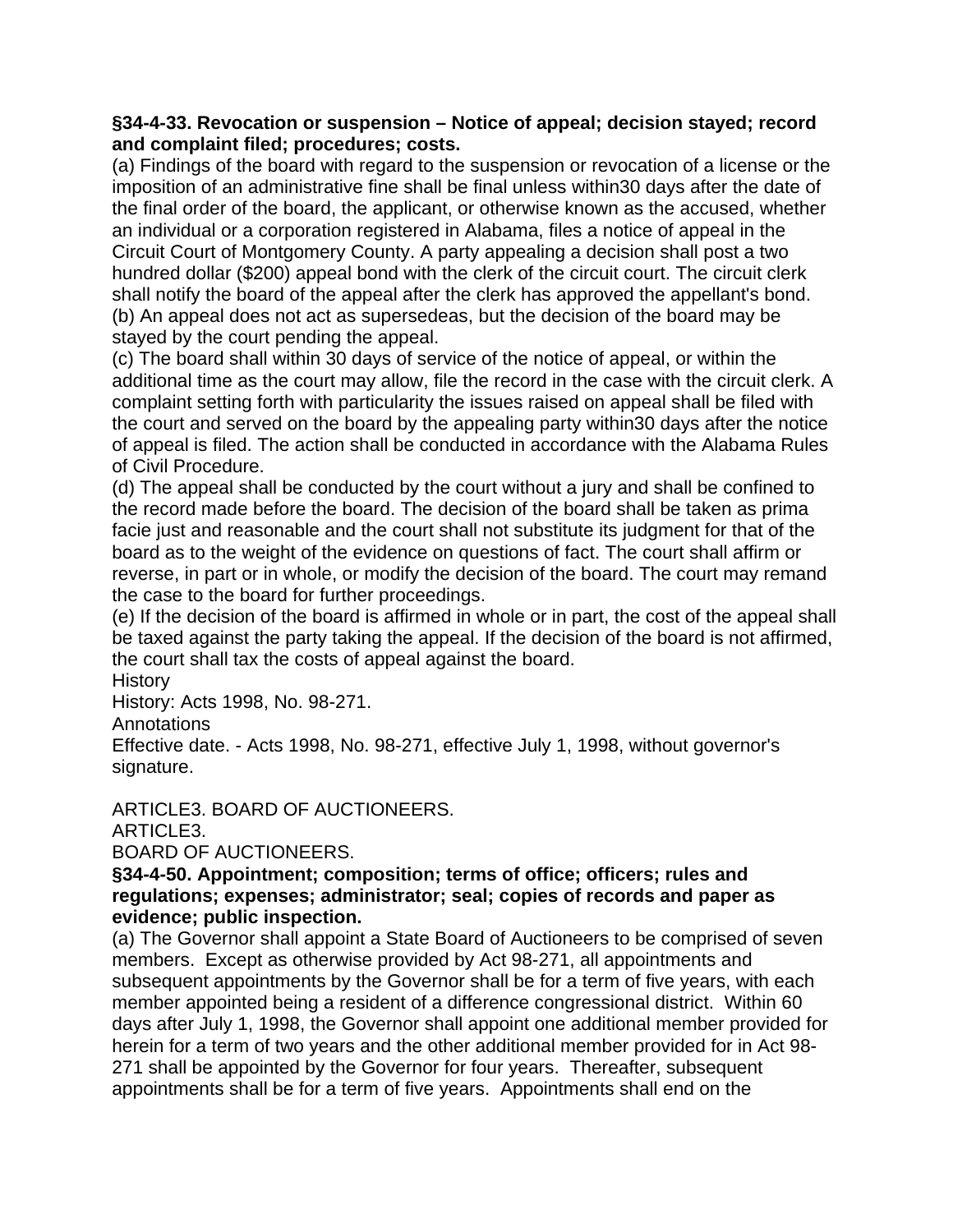**§34-4-33. Revocation or suspension – Notice of appeal; decision stayed; record and complaint filed; procedures; costs.**

(a) Findings of the board with regard to the suspension or revocation of a license or the imposition of an administrative fine shall be final unless within30 days after the date of the final order of the board, the applicant, or otherwise known as the accused, whether an individual or a corporation registered in Alabama, files a notice of appeal in the Circuit Court of Montgomery County. A party appealing a decision shall post a two hundred dollar ($200) appeal bond with the clerk of the circuit court. The circuit clerk shall notify the board of the appeal after the clerk has approved the appellant's bond.

(b) An appeal does not act as supersedeas, but the decision of the board may be stayed by the court pending the appeal.

(c) The board shall within 30 days of service of the notice of appeal, or within the additional time as the court may allow, file the record in the case with the circuit clerk. A complaint setting forth with particularity the issues raised on appeal shall be filed with the court and served on the board by the appealing party within30 days after the notice of appeal is filed. The action shall be conducted in accordance with the Alabama Rules of Civil Procedure.

(d) The appeal shall be conducted by the court without a jury and shall be confined to the record made before the board. The decision of the board shall be taken as prima facie just and reasonable and the court shall not substitute its judgment for that of the board as to the weight of the evidence on questions of fact. The court shall affirm or reverse, in part or in whole, or modify the decision of the board. The court may remand the case to the board for further proceedings.

(e) If the decision of the board is affirmed in whole or in part, the cost of the appeal shall be taxed against the party taking the appeal. If the decision of the board is not affirmed, the court shall tax the costs of appeal against the board.

History

History: Acts 1998, No. 98-271.

Annotations

Effective date. - Acts 1998, No. 98-271, effective July 1, 1998, without governor's signature.

ARTICLE3. BOARD OF AUCTIONEERS.

ARTICLE3.

BOARD OF AUCTIONEERS.

**§34-4-50. Appointment; composition; terms of office; officers; rules and regulations; expenses; administrator; seal; copies of records and paper as evidence; public inspection.**

(a) The Governor shall appoint a State Board of Auctioneers to be comprised of seven members. Except as otherwise provided by Act 98-271, all appointments and subsequent appointments by the Governor shall be for a term of five years, with each member appointed being a resident of a difference congressional district. Within 60 days after July 1, 1998, the Governor shall appoint one additional member provided for herein for a term of two years and the other additional member provided for in Act 98-271 shall be appointed by the Governor for four years. Thereafter, subsequent appointments shall be for a term of five years. Appointments shall end on the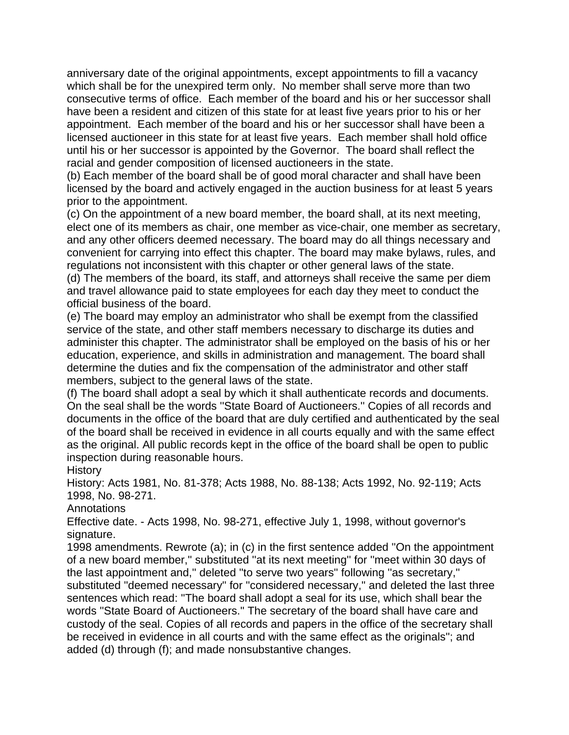anniversary date of the original appointments, except appointments to fill a vacancy which shall be for the unexpired term only.  No member shall serve more than two consecutive terms of office.  Each member of the board and his or her successor shall have been a resident and citizen of this state for at least five years prior to his or her appointment.  Each member of the board and his or her successor shall have been a licensed auctioneer in this state for at least five years.  Each member shall hold office until his or her successor is appointed by the Governor.  The board shall reflect the racial and gender composition of licensed auctioneers in the state.

(b) Each member of the board shall be of good moral character and shall have been licensed by the board and actively engaged in the auction business for at least 5 years prior to the appointment.

(c) On the appointment of a new board member, the board shall, at its next meeting, elect one of its members as chair, one member as vice-chair, one member as secretary, and any other officers deemed necessary. The board may do all things necessary and convenient for carrying into effect this chapter. The board may make bylaws, rules, and regulations not inconsistent with this chapter or other general laws of the state.

(d) The members of the board, its staff, and attorneys shall receive the same per diem and travel allowance paid to state employees for each day they meet to conduct the official business of the board.

(e) The board may employ an administrator who shall be exempt from the classified service of the state, and other staff members necessary to discharge its duties and administer this chapter. The administrator shall be employed on the basis of his or her education, experience, and skills in administration and management. The board shall determine the duties and fix the compensation of the administrator and other staff members, subject to the general laws of the state.

(f) The board shall adopt a seal by which it shall authenticate records and documents. On the seal shall be the words "State Board of Auctioneers." Copies of all records and documents in the office of the board that are duly certified and authenticated by the seal of the board shall be received in evidence in all courts equally and with the same effect as the original. All public records kept in the office of the board shall be open to public inspection during reasonable hours.

History

History: Acts 1981, No. 81-378; Acts 1988, No. 88-138; Acts 1992, No. 92-119; Acts 1998, No. 98-271.

Annotations

Effective date. - Acts 1998, No. 98-271, effective July 1, 1998, without governor's signature.

1998 amendments. Rewrote (a); in (c) in the first sentence added "On the appointment of a new board member," substituted "at its next meeting" for "meet within 30 days of the last appointment and," deleted "to serve two years" following "as secretary," substituted "deemed necessary" for "considered necessary," and deleted the last three sentences which read: "The board shall adopt a seal for its use, which shall bear the words "State Board of Auctioneers." The secretary of the board shall have care and custody of the seal. Copies of all records and papers in the office of the secretary shall be received in evidence in all courts and with the same effect as the originals"; and added (d) through (f); and made nonsubstantive changes.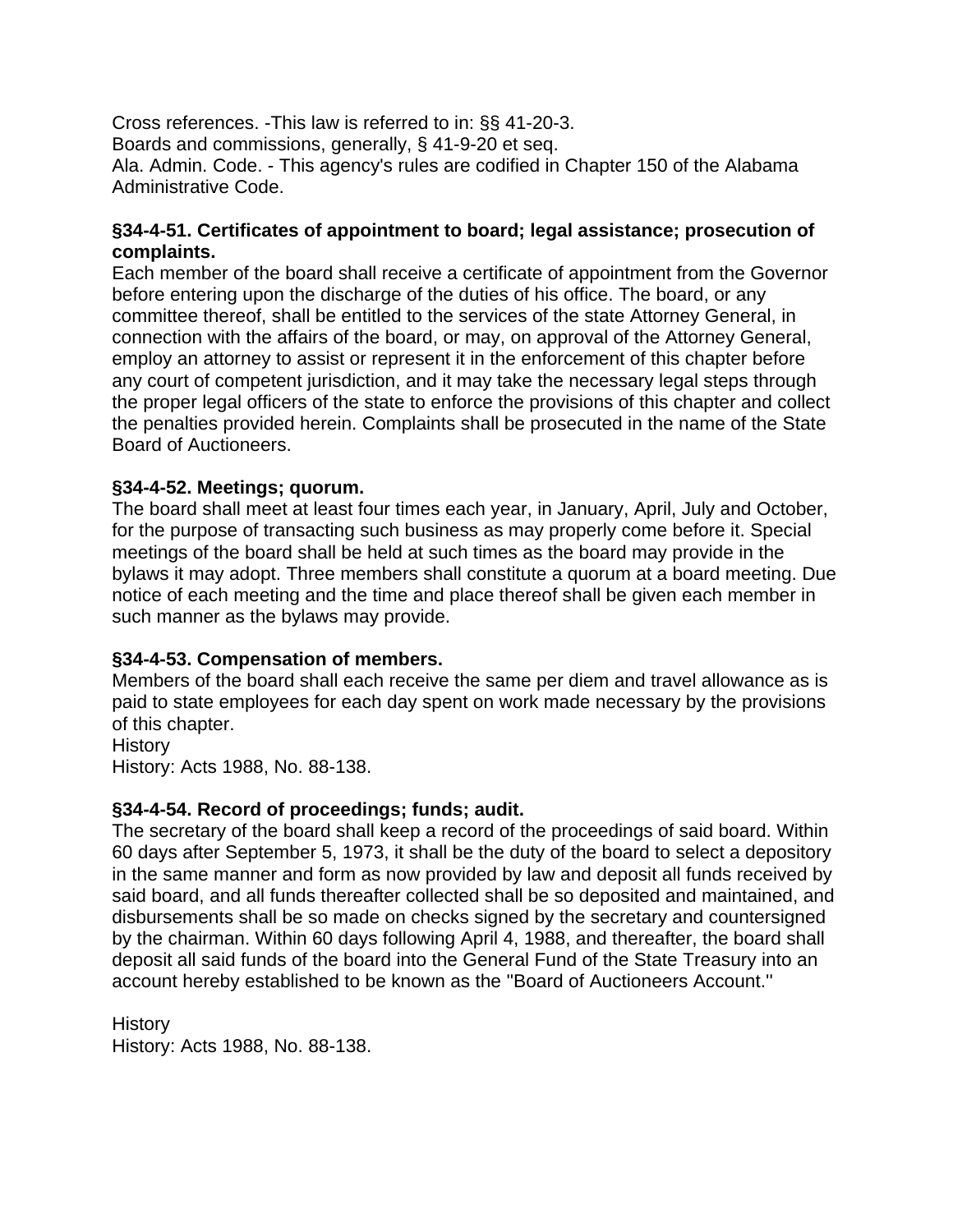Cross references. -This law is referred to in: §§ 41-20-3.
Boards and commissions, generally, § 41-9-20 et seq.
Ala. Admin. Code. - This agency's rules are codified in Chapter 150 of the Alabama Administrative Code.

**§34-4-51. Certificates of appointment to board; legal assistance; prosecution of complaints.**
Each member of the board shall receive a certificate of appointment from the Governor before entering upon the discharge of the duties of his office. The board, or any committee thereof, shall be entitled to the services of the state Attorney General, in connection with the affairs of the board, or may, on approval of the Attorney General, employ an attorney to assist or represent it in the enforcement of this chapter before any court of competent jurisdiction, and it may take the necessary legal steps through the proper legal officers of the state to enforce the provisions of this chapter and collect the penalties provided herein. Complaints shall be prosecuted in the name of the State Board of Auctioneers.

**§34-4-52. Meetings; quorum.**
The board shall meet at least four times each year, in January, April, July and October, for the purpose of transacting such business as may properly come before it. Special meetings of the board shall be held at such times as the board may provide in the bylaws it may adopt. Three members shall constitute a quorum at a board meeting. Due notice of each meeting and the time and place thereof shall be given each member in such manner as the bylaws may provide.

**§34-4-53. Compensation of members.**
Members of the board shall each receive the same per diem and travel allowance as is paid to state employees for each day spent on work made necessary by the provisions of this chapter.
History
History: Acts 1988, No. 88-138.

**§34-4-54. Record of proceedings; funds; audit.**
The secretary of the board shall keep a record of the proceedings of said board. Within 60 days after September 5, 1973, it shall be the duty of the board to select a depository in the same manner and form as now provided by law and deposit all funds received by said board, and all funds thereafter collected shall be so deposited and maintained, and disbursements shall be so made on checks signed by the secretary and countersigned by the chairman. Within 60 days following April 4, 1988, and thereafter, the board shall deposit all said funds of the board into the General Fund of the State Treasury into an account hereby established to be known as the "Board of Auctioneers Account."

History
History: Acts 1988, No. 88-138.